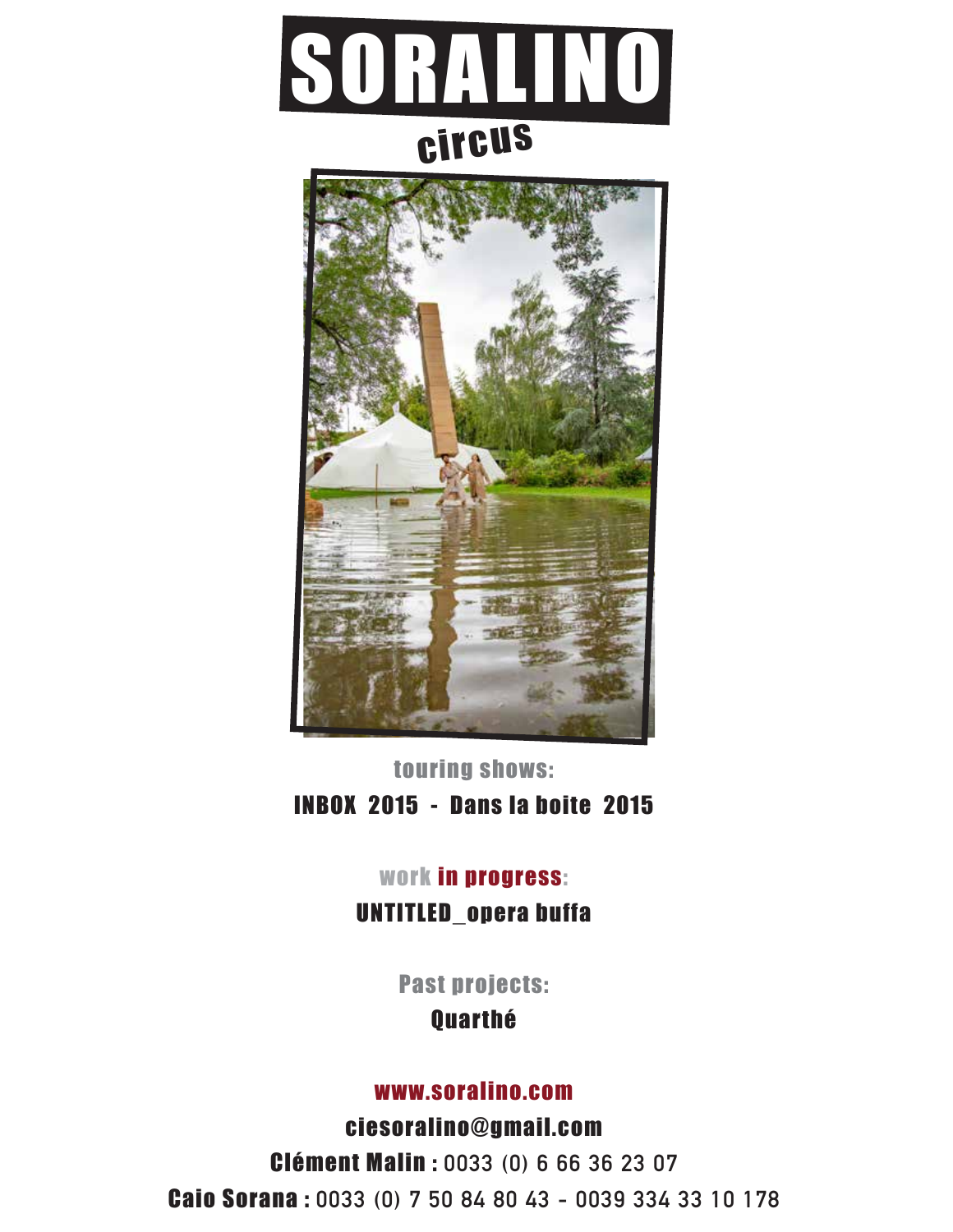# SORALINO

## circus

touring shows:

**INBOX 2015 - Dans la boite 2015**

work in progress:

**UNTITLED_opera buffa**

Past projects:

**Quarthé**

www.soralino.com

ciesoralino@gmail.com

**Clément Malin :** 0033 (0) 6 66 36 23 07

**Caio Sorana :** 0033 (0) 7 50 84 80 43 - 0039 334 33 10 178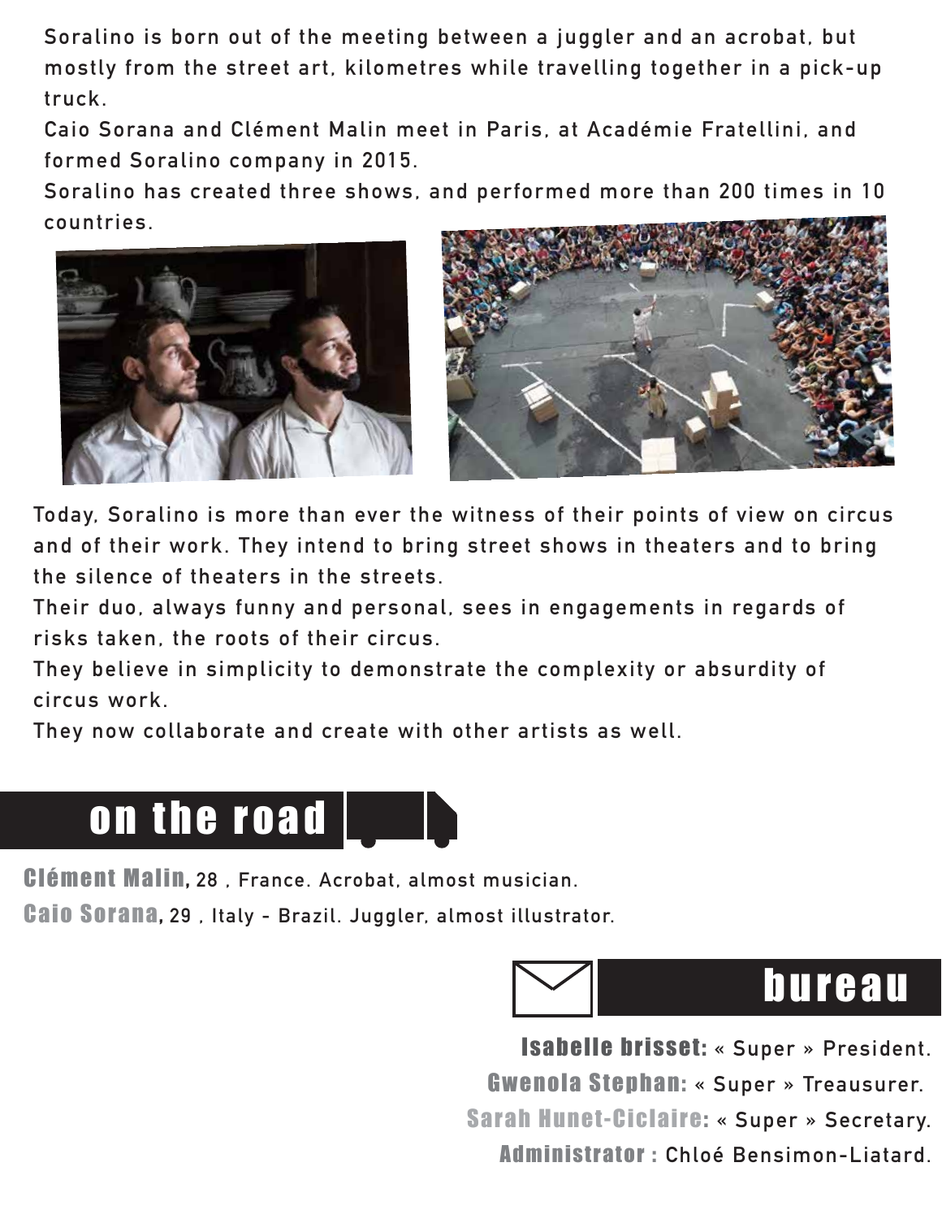Soralino is born out of the meeting between a juggler and an acrobat, but mostly from the street art, kilometres while travelling together in a pick-up truck.

Caio Sorana and Clément Malin meet in Paris, at Académie Fratellini, and formed Soralino company in 2015.

Soralino has created three shows, and performed more than 200 times in 10 countries.

Today, Soralino is more than ever the witness of their points of view on circus and of their work. They intend to bring street shows in theaters and to bring the silence of theaters in the streets.

Their duo, always funny and personal, sees in engagements in regards of risks taken, the roots of their circus.

They believe in simplicity to demonstrate the complexity or absurdity of circus work.

They now collaborate and create with other artists as well.

## on the road

**Clément Malin**, 28 , France. Acrobat, almost musician.

**Caio Sorana**, 29 , Italy - Brazil. Juggler, almost illustrator.

## bureau

**Isabelle brisset:** « Super » President.

**Gwenola Stephan:** « Super » Treausurer.

**Sarah Hunet-Ciclaire:** « Super » Secretary.

**Administrator :** Chloé Bensimon-Liatard.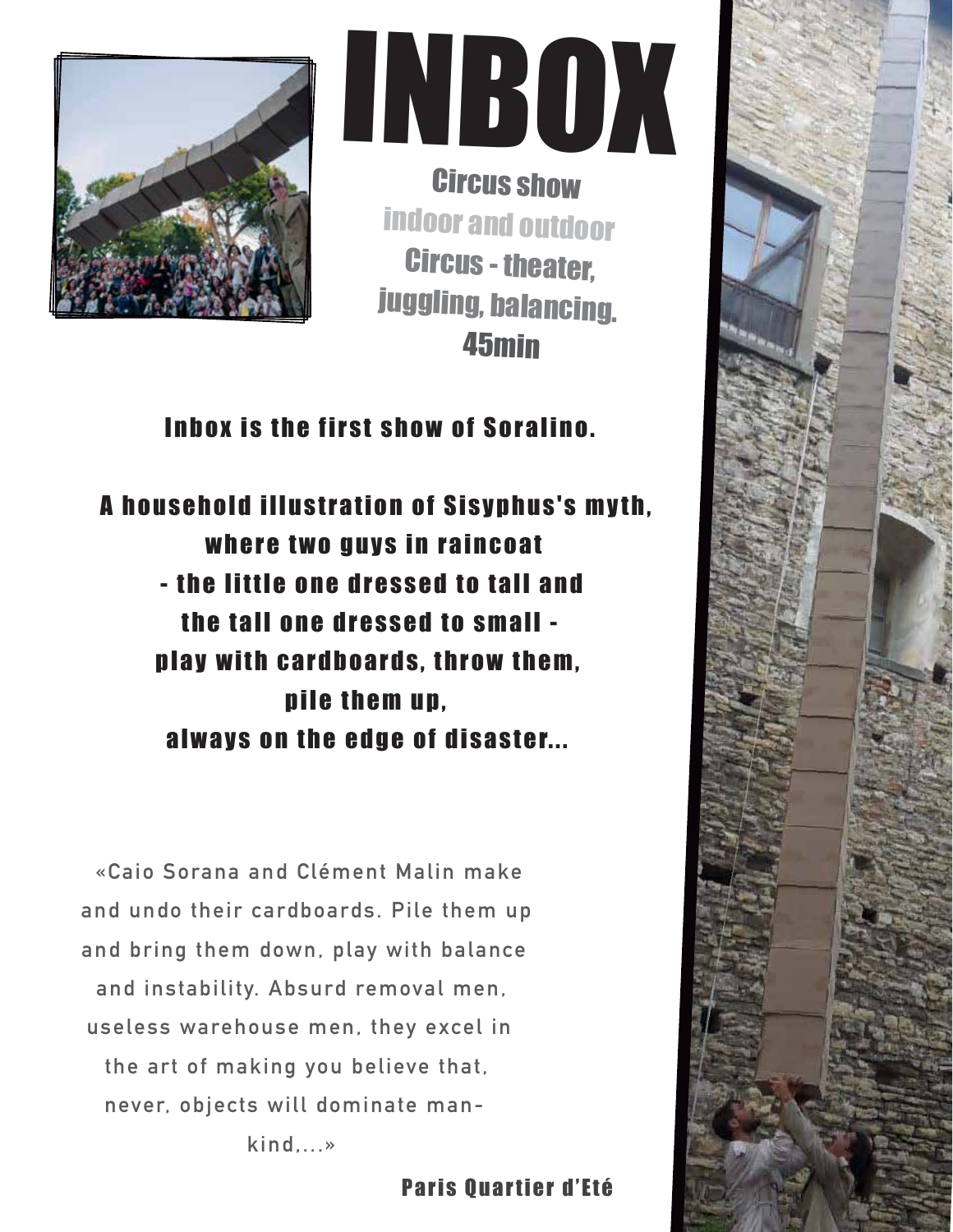# INBOX

Circus show
indoor and outdoor
Circus - theater,
juggling, balancing.
45min

**Inbox is the first show of Soralino.**

**A household illustration of Sisyphus's myth,
where two guys in raincoat
- the little one dressed to tall and
the tall one dressed to small -
play with cardboards, throw them,
pile them up,
always on the edge of disaster...**

«Caio Sorana and Clément Malin make and undo their cardboards. Pile them up and bring them down, play with balance and instability. Absurd removal men, useless warehouse men, they excel in the art of making you believe that, never, objects will dominate man-kind,...»

**Paris Quartier d'Eté**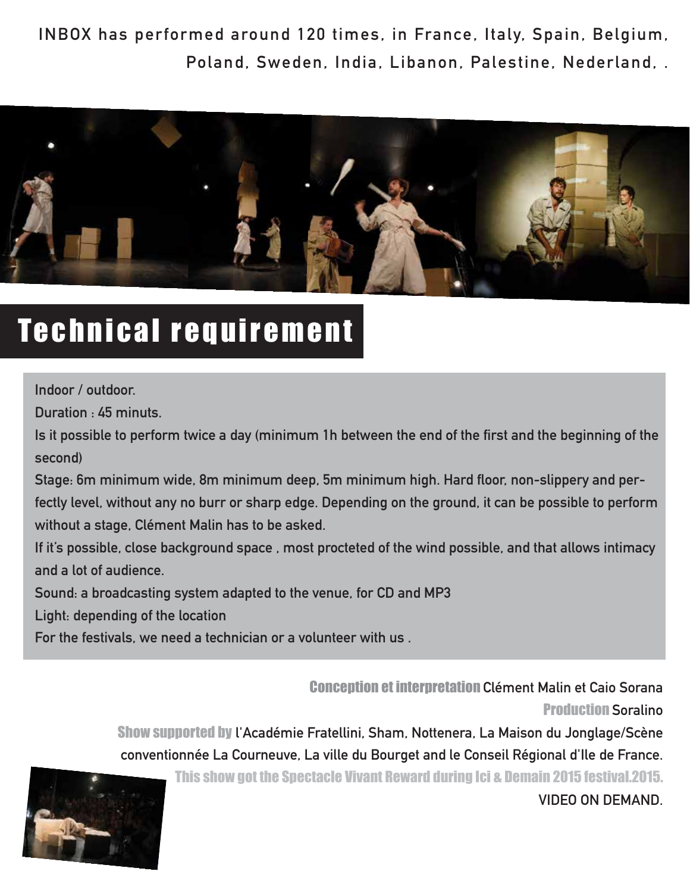INBOX has performed around 120 times, in France, Italy, Spain, Belgium, Poland, Sweden, India, Libanon, Palestine, Nederland, .

# Technical requirement

Indoor / outdoor.

Duration : 45 minuts.

Is it possible to perform twice a day (minimum 1h between the end of the first and the beginning of the second)

Stage: 6m minimum wide, 8m minimum deep, 5m minimum high. Hard floor, non-slippery and perfectly level, without any no burr or sharp edge. Depending on the ground, it can be possible to perform without a stage, Clément Malin has to be asked.

If it's possible, close background space , most procteted of the wind possible, and that allows intimacy and a lot of audience.

Sound: a broadcasting system adapted to the venue, for CD and MP3

Light: depending of the location

For the festivals, we need a technician or a volunteer with us .

**Conception et interpretation** Clément Malin et Caio Sorana

**Production** Soralino

**Show supported by** l'Académie Fratellini, Sham, Nottenera, La Maison du Jonglage/Scène conventionnée La Courneuve, La ville du Bourget and le Conseil Régional d'Ile de France.

**This show got the Spectacle Vivant Reward during Ici & Demain 2015 festival.2015.**

VIDEO ON DEMAND.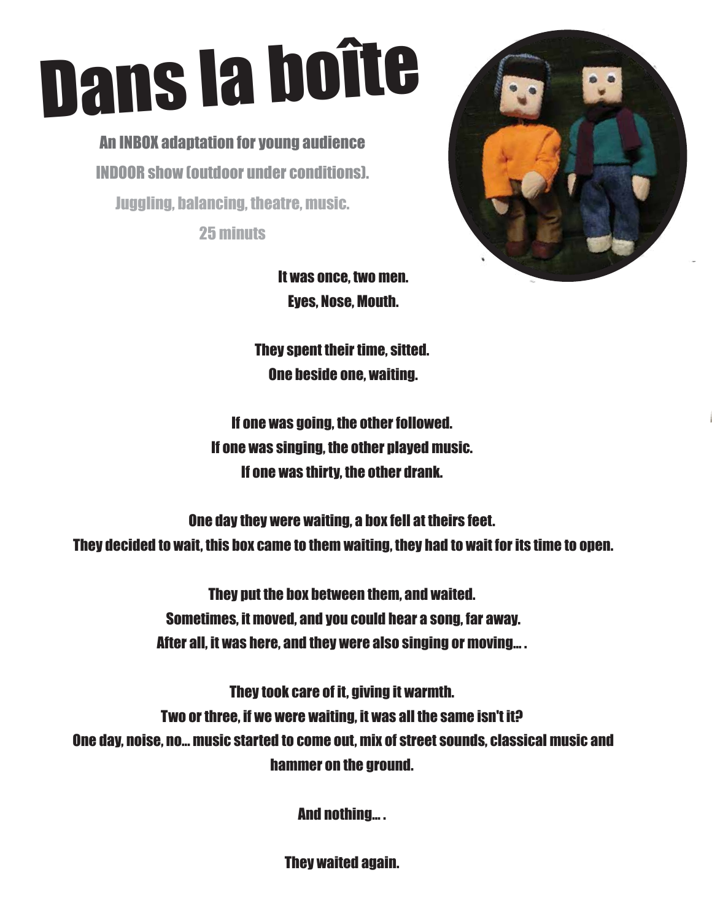# Dans la boîte

An INBOX adaptation for young audience

INDOOR show (outdoor under conditions).

Juggling, balancing, theatre, music.

25 minuts

It was once, two men.
Eyes, Nose, Mouth.

They spent their time, sitted.
One beside one, waiting.

If one was going, the other followed.
If one was singing, the other played music.
If one was thirty, the other drank.

One day they were waiting, a box fell at theirs feet.
They decided to wait, this box came to them waiting, they had to wait for its time to open.

They put the box between them, and waited.
Sometimes, it moved, and you could hear a song, far away.
After all, it was here, and they were also singing or moving... .

They took care of it, giving it warmth.
Two or three, if we were waiting, it was all the same isn't it?
One day, noise, no... music started to come out, mix of street sounds, classical music and hammer on the ground.

And nothing... .

They waited again.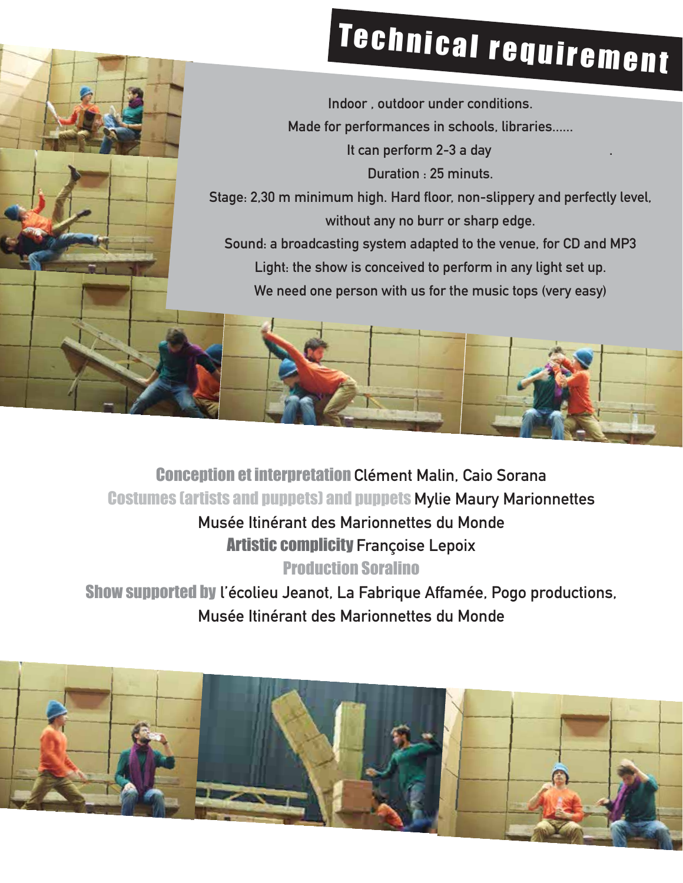# Technical requirement

Indoor , outdoor under conditions.

Made for performances in schools, libraries......

It can perform 2-3 a day .

Duration : 25 minuts.

Stage: 2,30 m minimum high. Hard floor, non-slippery and perfectly level, without any no burr or sharp edge.

Sound: a broadcasting system adapted to the venue, for CD and MP3

Light: the show is conceived to perform in any light set up.

We need one person with us for the music tops (very easy)

**Conception et interpretation** Clément Malin, Caio Sorana

**Costumes (artists and puppets) and puppets** Mylie Maury Marionnettes

Musée Itinérant des Marionnettes du Monde

**Artistic complicity** Françoise Lepoix

**Production Soralino**

**Show supported by** l'écolieu Jeanot, La Fabrique Affamée, Pogo productions, Musée Itinérant des Marionnettes du Monde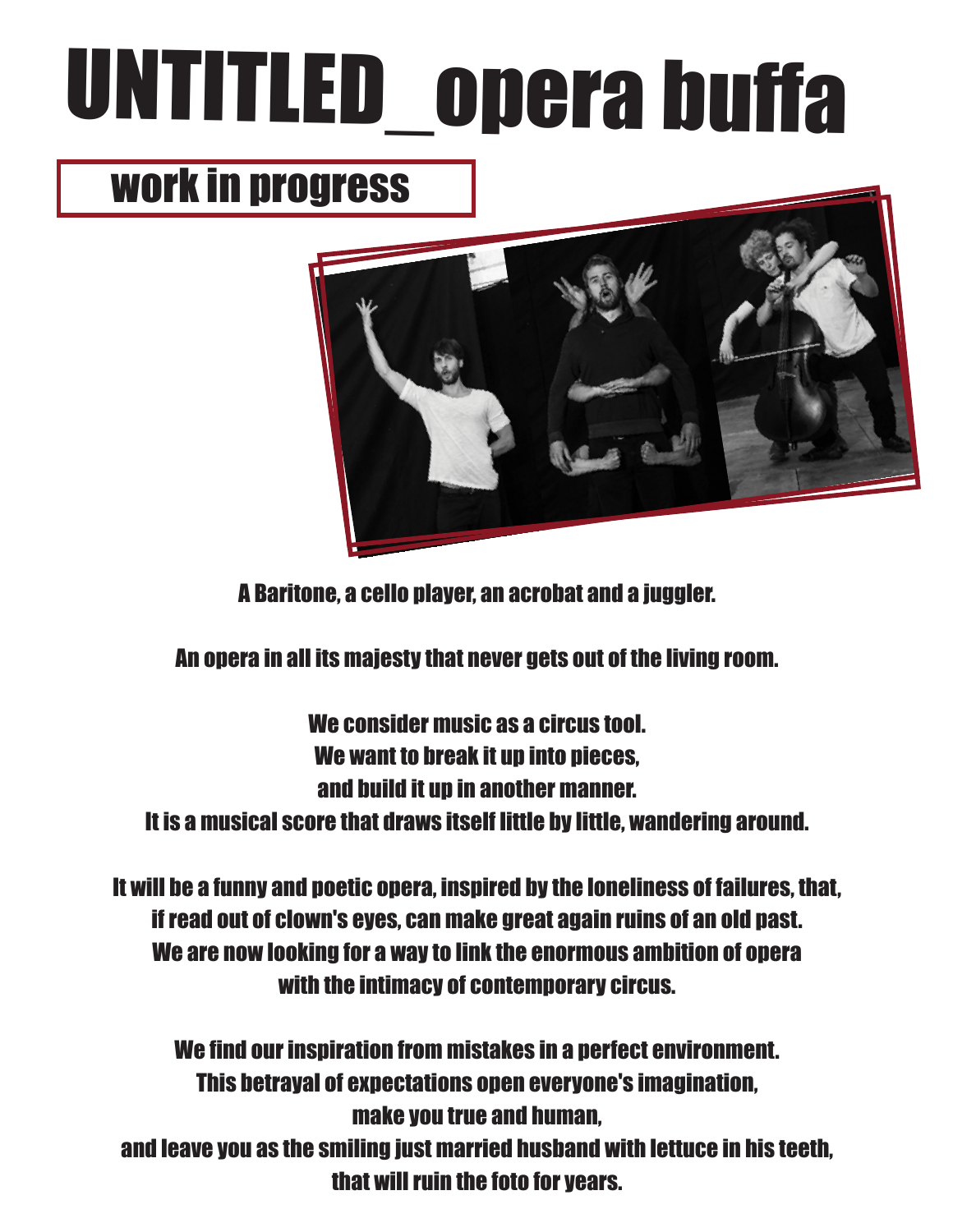# UNTITLED_opera buffa

## work in progress

A Baritone, a cello player, an acrobat and a juggler.

An opera in all its majesty that never gets out of the living room.

We consider music as a circus tool.
We want to break it up into pieces,
and build it up in another manner.
It is a musical score that draws itself little by little, wandering around.

It will be a funny and poetic opera, inspired by the loneliness of failures, that,
if read out of clown's eyes, can make great again ruins of an old past.
We are now looking for a way to link the enormous ambition of opera
with the intimacy of contemporary circus.

We find our inspiration from mistakes in a perfect environment.
This betrayal of expectations open everyone's imagination,
make you true and human,
and leave you as the smiling just married husband with lettuce in his teeth,
that will ruin the foto for years.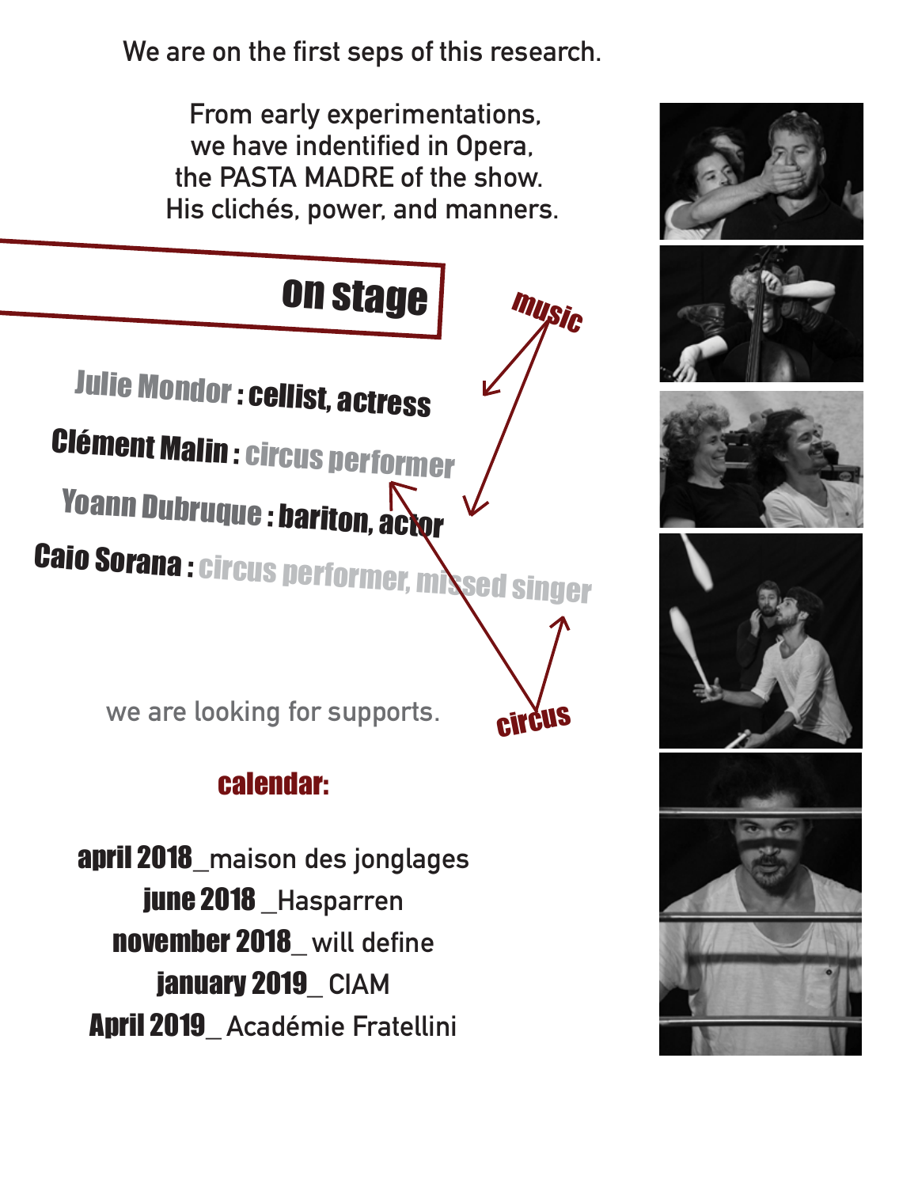We are on the first seps of this research.

From early experimentations,
we have indentified in Opera,
the PASTA MADRE of the show.
His clichés, power, and manners.

## on stage

music

**Julie Mondor** : cellist, actress

**Clément Malin** : circus performer

**Yoann Dubruque** : bariton, actor

**Caio Sorana** : circus performer, missed singer

circus

we are looking for supports.

## calendar:

**april 2018**_maison des jonglages
**june 2018** _Hasparren
**november 2018**_ will define
**january 2019**_ CIAM
**April 2019**_ Académie Fratellini